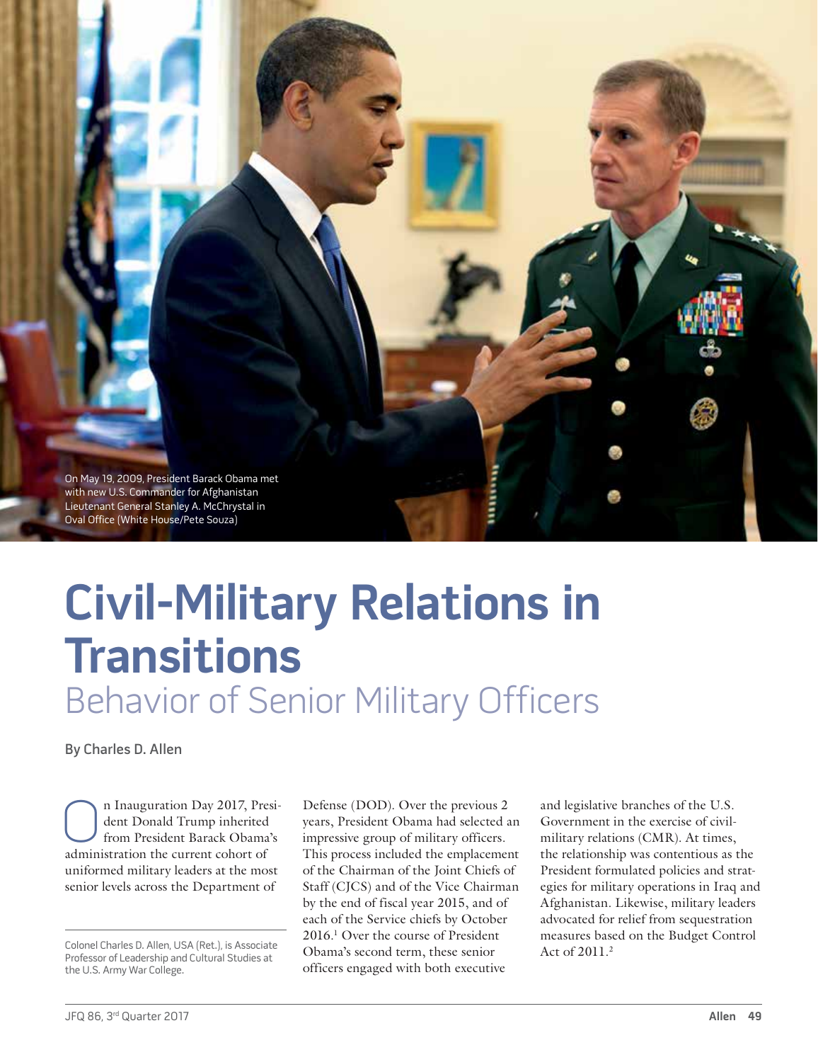On May 19, 2009, President Barack Obama met with new U.S. Commander for Afghanistan Lieutenant General Stanley A. McChrystal in Oval Office (White House/Pete Souza)

# Civil-Military Relations in Transitions

## Behavior of Senior Military Officers

By Charles D. Allen

On Inauguration Day 2017, President Donald Trump inherited from President Barack Obama's administration the current cohort of uniformed military leaders at the most senior levels across the Department of Defense (DOD). Over the previous 2 years, President Obama had selected an impressive group of military officers. This process included the emplacement of the Chairman of the Joint Chiefs of Staff (CJCS) and of the Vice Chairman by the end of fiscal year 2015, and of each of the Service chiefs by October 2016.[1] Over the course of President Obama's second term, these senior officers engaged with both executive and legislative branches of the U.S. Government in the exercise of civil-military relations (CMR). At times, the relationship was contentious as the President formulated policies and strategies for military operations in Iraq and Afghanistan. Likewise, military leaders advocated for relief from sequestration measures based on the Budget Control Act of 2011.[2]

Colonel Charles D. Allen, USA (Ret.), is Associate Professor of Leadership and Cultural Studies at the U.S. Army War College.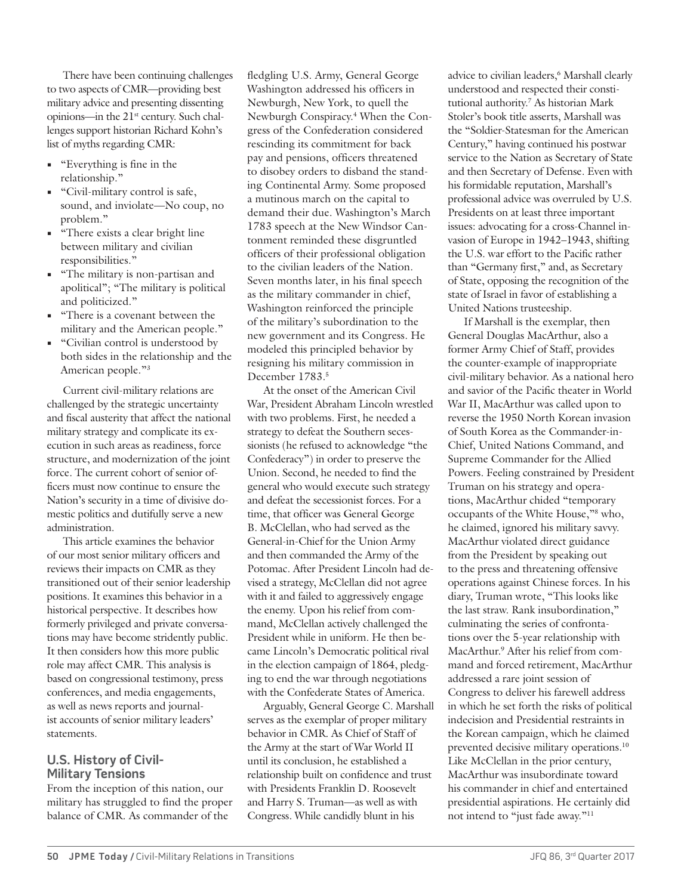There have been continuing challenges to two aspects of CMR—providing best military advice and presenting dissenting opinions—in the 21st century. Such challenges support historian Richard Kohn's list of myths regarding CMR:

- "Everything is fine in the relationship."
- "Civil-military control is safe, sound, and inviolate—No coup, no problem."
- "There exists a clear bright line between military and civilian responsibilities."
- "The military is non-partisan and apolitical"; "The military is political and politicized."
- "There is a covenant between the military and the American people."
- "Civilian control is understood by both sides in the relationship and the American people."[3]

Current civil-military relations are challenged by the strategic uncertainty and fiscal austerity that affect the national military strategy and complicate its execution in such areas as readiness, force structure, and modernization of the joint force. The current cohort of senior officers must now continue to ensure the Nation's security in a time of divisive domestic politics and dutifully serve a new administration.

This article examines the behavior of our most senior military officers and reviews their impacts on CMR as they transitioned out of their senior leadership positions. It examines this behavior in a historical perspective. It describes how formerly privileged and private conversations may have become stridently public. It then considers how this more public role may affect CMR. This analysis is based on congressional testimony, press conferences, and media engagements, as well as news reports and journalist accounts of senior military leaders' statements.

## U.S. History of Civil-Military Tensions

From the inception of this nation, our military has struggled to find the proper balance of CMR. As commander of the fledgling U.S. Army, General George Washington addressed his officers in Newburgh, New York, to quell the Newburgh Conspiracy.[4] When the Congress of the Confederation considered rescinding its commitment for back pay and pensions, officers threatened to disobey orders to disband the standing Continental Army. Some proposed a mutinous march on the capital to demand their due. Washington's March 1783 speech at the New Windsor Cantonment reminded these disgruntled officers of their professional obligation to the civilian leaders of the Nation. Seven months later, in his final speech as the military commander in chief, Washington reinforced the principle of the military's subordination to the new government and its Congress. He modeled this principled behavior by resigning his military commission in December 1783.[5]

At the onset of the American Civil War, President Abraham Lincoln wrestled with two problems. First, he needed a strategy to defeat the Southern secessionists (he refused to acknowledge "the Confederacy") in order to preserve the Union. Second, he needed to find the general who would execute such strategy and defeat the secessionist forces. For a time, that officer was General George B. McClellan, who had served as the General-in-Chief for the Union Army and then commanded the Army of the Potomac. After President Lincoln had devised a strategy, McClellan did not agree with it and failed to aggressively engage the enemy. Upon his relief from command, McClellan actively challenged the President while in uniform. He then became Lincoln's Democratic political rival in the election campaign of 1864, pledging to end the war through negotiations with the Confederate States of America.

Arguably, General George C. Marshall serves as the exemplar of proper military behavior in CMR. As Chief of Staff of the Army at the start of War World II until its conclusion, he established a relationship built on confidence and trust with Presidents Franklin D. Roosevelt and Harry S. Truman—as well as with Congress. While candidly blunt in his advice to civilian leaders,[6] Marshall clearly understood and respected their constitutional authority.[7] As historian Mark Stoler's book title asserts, Marshall was the "Soldier-Statesman for the American Century," having continued his postwar service to the Nation as Secretary of State and then Secretary of Defense. Even with his formidable reputation, Marshall's professional advice was overruled by U.S. Presidents on at least three important issues: advocating for a cross-Channel invasion of Europe in 1942–1943, shifting the U.S. war effort to the Pacific rather than "Germany first," and, as Secretary of State, opposing the recognition of the state of Israel in favor of establishing a United Nations trusteeship.

If Marshall is the exemplar, then General Douglas MacArthur, also a former Army Chief of Staff, provides the counter-example of inappropriate civil-military behavior. As a national hero and savior of the Pacific theater in World War II, MacArthur was called upon to reverse the 1950 North Korean invasion of South Korea as the Commander-in-Chief, United Nations Command, and Supreme Commander for the Allied Powers. Feeling constrained by President Truman on his strategy and operations, MacArthur chided "temporary occupants of the White House,"[8] who, he claimed, ignored his military savvy. MacArthur violated direct guidance from the President by speaking out to the press and threatening offensive operations against Chinese forces. In his diary, Truman wrote, "This looks like the last straw. Rank insubordination," culminating the series of confrontations over the 5-year relationship with MacArthur.[9] After his relief from command and forced retirement, MacArthur addressed a rare joint session of Congress to deliver his farewell address in which he set forth the risks of political indecision and Presidential restraints in the Korean campaign, which he claimed prevented decisive military operations.[10] Like McClellan in the prior century, MacArthur was insubordinate toward his commander in chief and entertained presidential aspirations. He certainly did not intend to "just fade away."[11]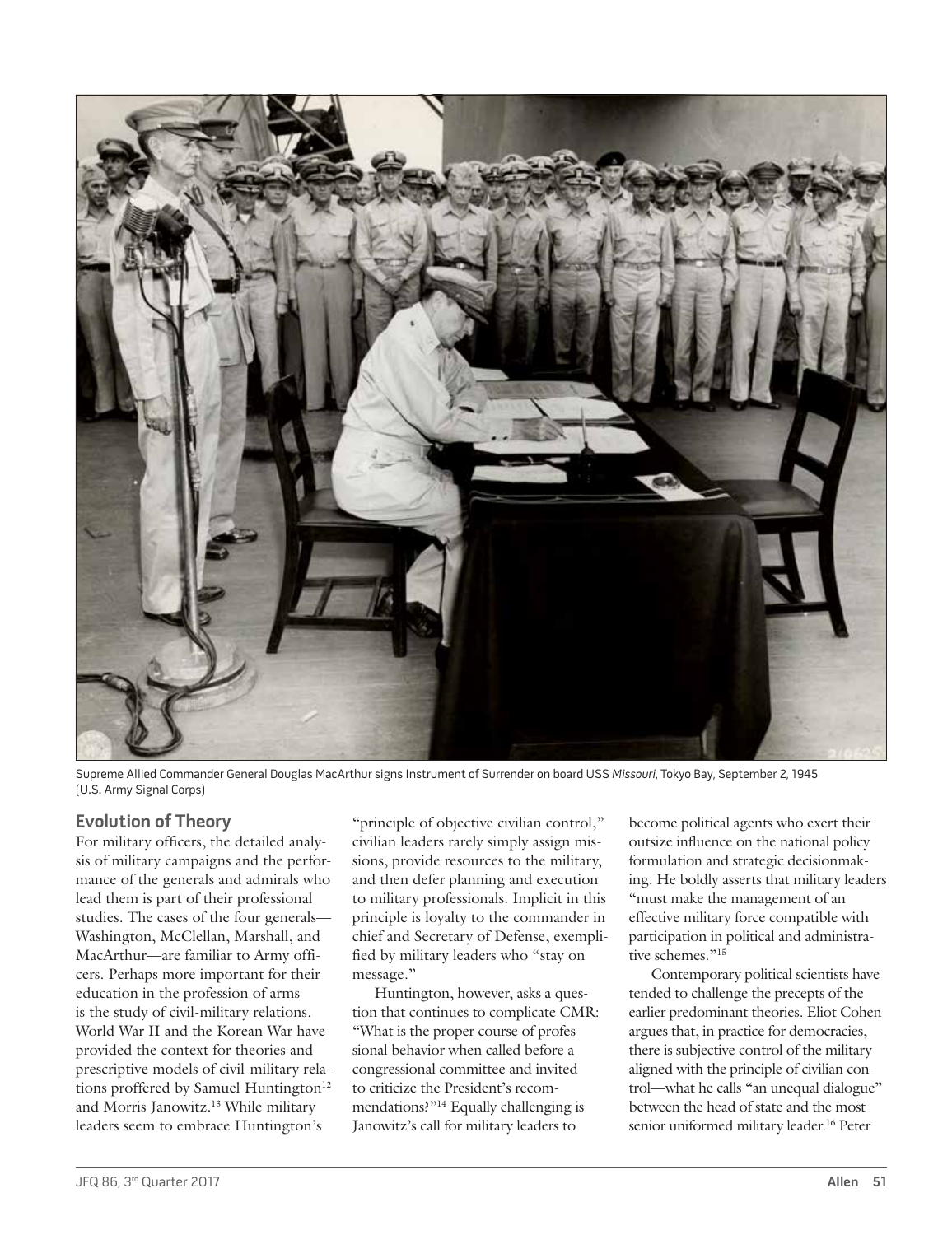Supreme Allied Commander General Douglas MacArthur signs Instrument of Surrender on board USS *Missouri*, Tokyo Bay, September 2, 1945 (U.S. Army Signal Corps)

## Evolution of Theory

For military officers, the detailed analysis of military campaigns and the performance of the generals and admirals who lead them is part of their professional studies. The cases of the four generals—Washington, McClellan, Marshall, and MacArthur—are familiar to Army officers. Perhaps more important for their education in the profession of arms is the study of civil-military relations. World War II and the Korean War have provided the context for theories and prescriptive models of civil-military relations proffered by Samuel Huntington[12] and Morris Janowitz.[13] While military leaders seem to embrace Huntington's "principle of objective civilian control," civilian leaders rarely simply assign missions, provide resources to the military, and then defer planning and execution to military professionals. Implicit in this principle is loyalty to the commander in chief and Secretary of Defense, exemplified by military leaders who "stay on message."

Huntington, however, asks a question that continues to complicate CMR: "What is the proper course of professional behavior when called before a congressional committee and invited to criticize the President's recommendations?"[14] Equally challenging is Janowitz's call for military leaders to become political agents who exert their outsize influence on the national policy formulation and strategic decisionmaking. He boldly asserts that military leaders "must make the management of an effective military force compatible with participation in political and administrative schemes."[15]

Contemporary political scientists have tended to challenge the precepts of the earlier predominant theories. Eliot Cohen argues that, in practice for democracies, there is subjective control of the military aligned with the principle of civilian control—what he calls "an unequal dialogue" between the head of state and the most senior uniformed military leader.[16] Peter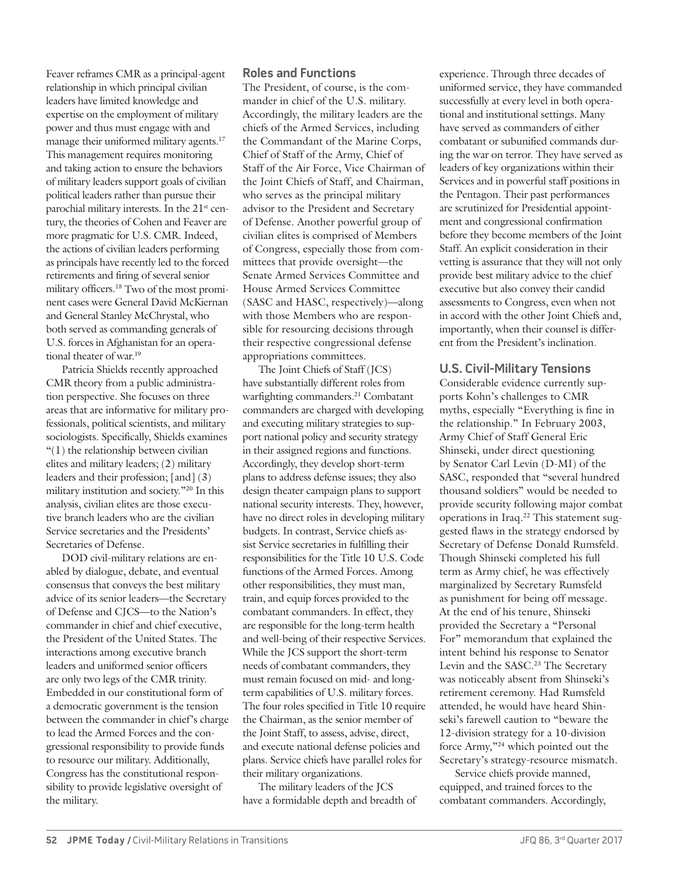Feaver reframes CMR as a principal-agent relationship in which principal civilian leaders have limited knowledge and expertise on the employment of military power and thus must engage with and manage their uniformed military agents.[17] This management requires monitoring and taking action to ensure the behaviors of military leaders support goals of civilian political leaders rather than pursue their parochial military interests. In the 21st century, the theories of Cohen and Feaver are more pragmatic for U.S. CMR. Indeed, the actions of civilian leaders performing as principals have recently led to the forced retirements and firing of several senior military officers.[18] Two of the most prominent cases were General David McKiernan and General Stanley McChrystal, who both served as commanding generals of U.S. forces in Afghanistan for an operational theater of war.[19]

Patricia Shields recently approached CMR theory from a public administration perspective. She focuses on three areas that are informative for military professionals, political scientists, and military sociologists. Specifically, Shields examines "(1) the relationship between civilian elites and military leaders; (2) military leaders and their profession; [and] (3) military institution and society."[20] In this analysis, civilian elites are those executive branch leaders who are the civilian Service secretaries and the Presidents' Secretaries of Defense.

DOD civil-military relations are enabled by dialogue, debate, and eventual consensus that conveys the best military advice of its senior leaders—the Secretary of Defense and CJCS—to the Nation's commander in chief and chief executive, the President of the United States. The interactions among executive branch leaders and uniformed senior officers are only two legs of the CMR trinity. Embedded in our constitutional form of a democratic government is the tension between the commander in chief's charge to lead the Armed Forces and the congressional responsibility to provide funds to resource our military. Additionally, Congress has the constitutional responsibility to provide legislative oversight of the military.

## Roles and Functions

The President, of course, is the commander in chief of the U.S. military. Accordingly, the military leaders are the chiefs of the Armed Services, including the Commandant of the Marine Corps, Chief of Staff of the Army, Chief of Staff of the Air Force, Vice Chairman of the Joint Chiefs of Staff, and Chairman, who serves as the principal military advisor to the President and Secretary of Defense. Another powerful group of civilian elites is comprised of Members of Congress, especially those from committees that provide oversight—the Senate Armed Services Committee and House Armed Services Committee (SASC and HASC, respectively)—along with those Members who are responsible for resourcing decisions through their respective congressional defense appropriations committees.

The Joint Chiefs of Staff (JCS) have substantially different roles from warfighting commanders.[21] Combatant commanders are charged with developing and executing military strategies to support national policy and security strategy in their assigned regions and functions. Accordingly, they develop short-term plans to address defense issues; they also design theater campaign plans to support national security interests. They, however, have no direct roles in developing military budgets. In contrast, Service chiefs assist Service secretaries in fulfilling their responsibilities for the Title 10 U.S. Code functions of the Armed Forces. Among other responsibilities, they must man, train, and equip forces provided to the combatant commanders. In effect, they are responsible for the long-term health and well-being of their respective Services. While the JCS support the short-term needs of combatant commanders, they must remain focused on mid- and long-term capabilities of U.S. military forces. The four roles specified in Title 10 require the Chairman, as the senior member of the Joint Staff, to assess, advise, direct, and execute national defense policies and plans. Service chiefs have parallel roles for their military organizations.

The military leaders of the JCS have a formidable depth and breadth of experience. Through three decades of uniformed service, they have commanded successfully at every level in both operational and institutional settings. Many have served as commanders of either combatant or subunified commands during the war on terror. They have served as leaders of key organizations within their Services and in powerful staff positions in the Pentagon. Their past performances are scrutinized for Presidential appointment and congressional confirmation before they become members of the Joint Staff. An explicit consideration in their vetting is assurance that they will not only provide best military advice to the chief executive but also convey their candid assessments to Congress, even when not in accord with the other Joint Chiefs and, importantly, when their counsel is different from the President's inclination.

## U.S. Civil-Military Tensions

Considerable evidence currently supports Kohn's challenges to CMR myths, especially "Everything is fine in the relationship." In February 2003, Army Chief of Staff General Eric Shinseki, under direct questioning by Senator Carl Levin (D-MI) of the SASC, responded that "several hundred thousand soldiers" would be needed to provide security following major combat operations in Iraq.[22] This statement suggested flaws in the strategy endorsed by Secretary of Defense Donald Rumsfeld. Though Shinseki completed his full term as Army chief, he was effectively marginalized by Secretary Rumsfeld as punishment for being off message. At the end of his tenure, Shinseki provided the Secretary a "Personal For" memorandum that explained the intent behind his response to Senator Levin and the SASC.[23] The Secretary was noticeably absent from Shinseki's retirement ceremony. Had Rumsfeld attended, he would have heard Shinseki's farewell caution to "beware the 12-division strategy for a 10-division force Army,"[24] which pointed out the Secretary's strategy-resource mismatch.

Service chiefs provide manned, equipped, and trained forces to the combatant commanders. Accordingly,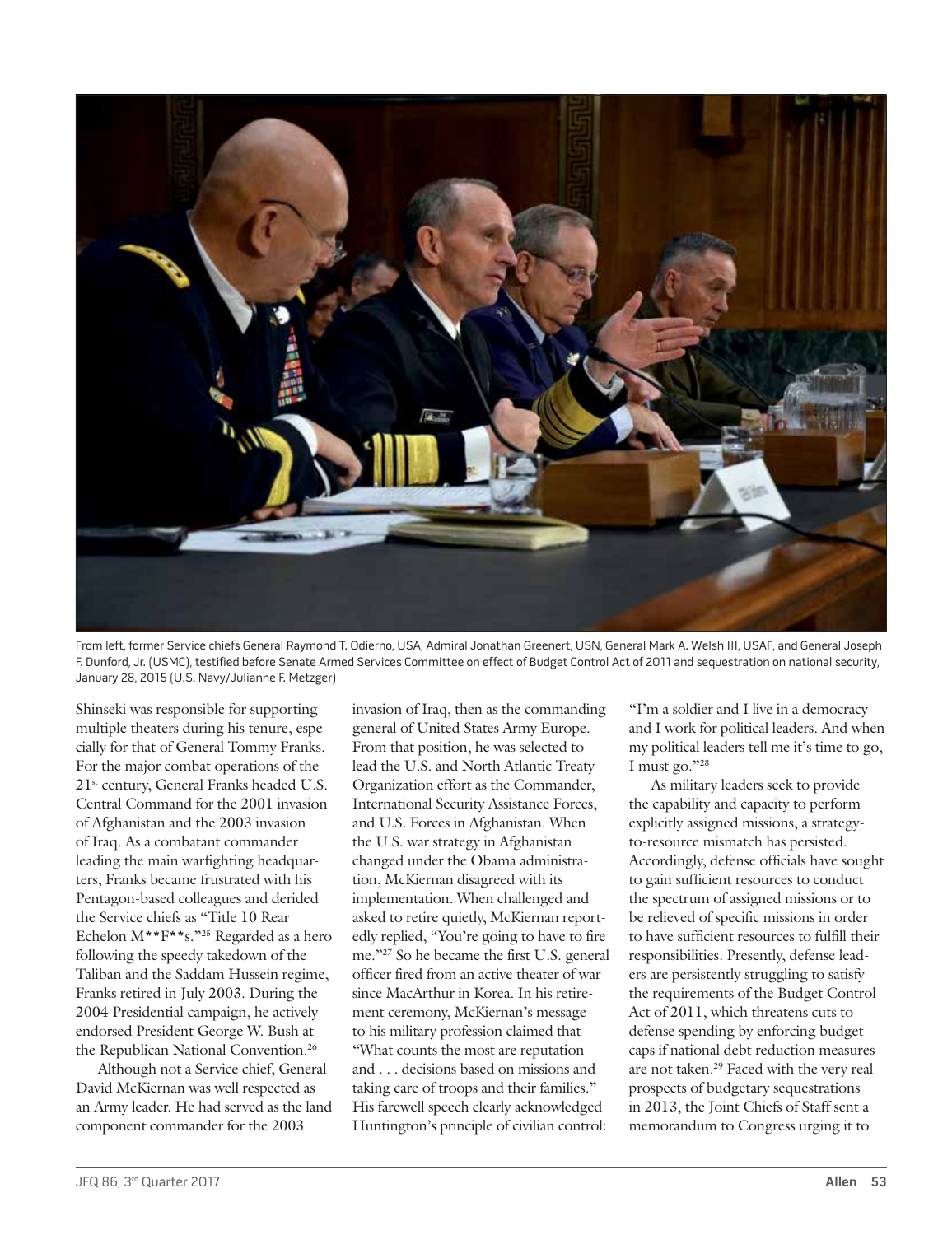From left, former Service chiefs General Raymond T. Odierno, USA, Admiral Jonathan Greenert, USN, General Mark A. Welsh III, USAF, and General Joseph F. Dunford, Jr. (USMC), testified before Senate Armed Services Committee on effect of Budget Control Act of 2011 and sequestration on national security, January 28, 2015 (U.S. Navy/Julianne F. Metzger)

Shinseki was responsible for supporting multiple theaters during his tenure, especially for that of General Tommy Franks. For the major combat operations of the 21st century, General Franks headed U.S. Central Command for the 2001 invasion of Afghanistan and the 2003 invasion of Iraq. As a combatant commander leading the main warfighting headquarters, Franks became frustrated with his Pentagon-based colleagues and derided the Service chiefs as "Title 10 Rear Echelon M**F**s."[25] Regarded as a hero following the speedy takedown of the Taliban and the Saddam Hussein regime, Franks retired in July 2003. During the 2004 Presidential campaign, he actively endorsed President George W. Bush at the Republican National Convention.[26]

Although not a Service chief, General David McKiernan was well respected as an Army leader. He had served as the land component commander for the 2003 invasion of Iraq, then as the commanding general of United States Army Europe. From that position, he was selected to lead the U.S. and North Atlantic Treaty Organization effort as the Commander, International Security Assistance Forces, and U.S. Forces in Afghanistan. When the U.S. war strategy in Afghanistan changed under the Obama administration, McKiernan disagreed with its implementation. When challenged and asked to retire quietly, McKiernan reportedly replied, "You're going to have to fire me."[27] So he became the first U.S. general officer fired from an active theater of war since MacArthur in Korea. In his retirement ceremony, McKiernan's message to his military profession claimed that "What counts the most are reputation and . . . decisions based on missions and taking care of troops and their families." His farewell speech clearly acknowledged Huntington's principle of civilian control: "I'm a soldier and I live in a democracy and I work for political leaders. And when my political leaders tell me it's time to go, I must go."[28]

As military leaders seek to provide the capability and capacity to perform explicitly assigned missions, a strategy-to-resource mismatch has persisted. Accordingly, defense officials have sought to gain sufficient resources to conduct the spectrum of assigned missions or to be relieved of specific missions in order to have sufficient resources to fulfill their responsibilities. Presently, defense leaders are persistently struggling to satisfy the requirements of the Budget Control Act of 2011, which threatens cuts to defense spending by enforcing budget caps if national debt reduction measures are not taken.[29] Faced with the very real prospects of budgetary sequestrations in 2013, the Joint Chiefs of Staff sent a memorandum to Congress urging it to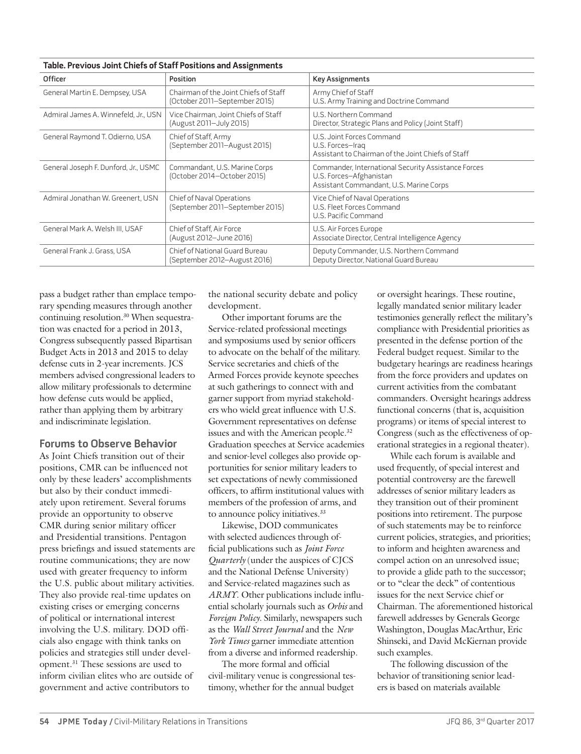**Table. Previous Joint Chiefs of Staff Positions and Assignments**

| Officer | Position | Key Assignments |
|---|---|---|
| General Martin E. Dempsey, USA | Chairman of the Joint Chiefs of Staff (October 2011–September 2015) | Army Chief of Staff<br>U.S. Army Training and Doctrine Command |
| Admiral James A. Winnefeld, Jr., USN | Vice Chairman, Joint Chiefs of Staff (August 2011–July 2015) | U.S. Northern Command<br>Director, Strategic Plans and Policy (Joint Staff) |
| General Raymond T. Odierno, USA | Chief of Staff, Army (September 2011–August 2015) | U.S. Joint Forces Command<br>U.S. Forces–Iraq<br>Assistant to Chairman of the Joint Chiefs of Staff |
| General Joseph F. Dunford, Jr., USMC | Commandant, U.S. Marine Corps (October 2014–October 2015) | Commander, International Security Assistance Forces<br>U.S. Forces–Afghanistan<br>Assistant Commandant, U.S. Marine Corps |
| Admiral Jonathan W. Greenert, USN | Chief of Naval Operations (September 2011–September 2015) | Vice Chief of Naval Operations<br>U.S. Fleet Forces Command<br>U.S. Pacific Command |
| General Mark A. Welsh III, USAF | Chief of Staff, Air Force (August 2012–June 2016) | U.S. Air Forces Europe<br>Associate Director, Central Intelligence Agency |
| General Frank J. Grass, USA | Chief of National Guard Bureau (September 2012–August 2016) | Deputy Commander, U.S. Northern Command<br>Deputy Director, National Guard Bureau |

pass a budget rather than emplace temporary spending measures through another continuing resolution.[30] When sequestration was enacted for a period in 2013, Congress subsequently passed Bipartisan Budget Acts in 2013 and 2015 to delay defense cuts in 2-year increments. JCS members advised congressional leaders to allow military professionals to determine how defense cuts would be applied, rather than applying them by arbitrary and indiscriminate legislation.

## Forums to Observe Behavior

As Joint Chiefs transition out of their positions, CMR can be influenced not only by these leaders' accomplishments but also by their conduct immediately upon retirement. Several forums provide an opportunity to observe CMR during senior military officer and Presidential transitions. Pentagon press briefings and issued statements are routine communications; they are now used with greater frequency to inform the U.S. public about military activities. They also provide real-time updates on existing crises or emerging concerns of political or international interest involving the U.S. military. DOD officials also engage with think tanks on policies and strategies still under development.[31] These sessions are used to inform civilian elites who are outside of government and active contributors to the national security debate and policy development.

Other important forums are the Service-related professional meetings and symposiums used by senior officers to advocate on the behalf of the military. Service secretaries and chiefs of the Armed Forces provide keynote speeches at such gatherings to connect with and garner support from myriad stakeholders who wield great influence with U.S. Government representatives on defense issues and with the American people.[32] Graduation speeches at Service academies and senior-level colleges also provide opportunities for senior military leaders to set expectations of newly commissioned officers, to affirm institutional values with members of the profession of arms, and to announce policy initiatives.[33]

Likewise, DOD communicates with selected audiences through official publications such as *Joint Force Quarterly* (under the auspices of CJCS and the National Defense University) and Service-related magazines such as *ARMY*. Other publications include influential scholarly journals such as *Orbis* and *Foreign Policy*. Similarly, newspapers such as the *Wall Street Journal* and the *New York Times* garner immediate attention from a diverse and informed readership.

The more formal and official civil-military venue is congressional testimony, whether for the annual budget or oversight hearings. These routine, legally mandated senior military leader testimonies generally reflect the military's compliance with Presidential priorities as presented in the defense portion of the Federal budget request. Similar to the budgetary hearings are readiness hearings from the force providers and updates on current activities from the combatant commanders. Oversight hearings address functional concerns (that is, acquisition programs) or items of special interest to Congress (such as the effectiveness of operational strategies in a regional theater).

While each forum is available and used frequently, of special interest and potential controversy are the farewell addresses of senior military leaders as they transition out of their prominent positions into retirement. The purpose of such statements may be to reinforce current policies, strategies, and priorities; to inform and heighten awareness and compel action on an unresolved issue; to provide a glide path to the successor; or to "clear the deck" of contentious issues for the next Service chief or Chairman. The aforementioned historical farewell addresses by Generals George Washington, Douglas MacArthur, Eric Shinseki, and David McKiernan provide such examples.

The following discussion of the behavior of transitioning senior leaders is based on materials available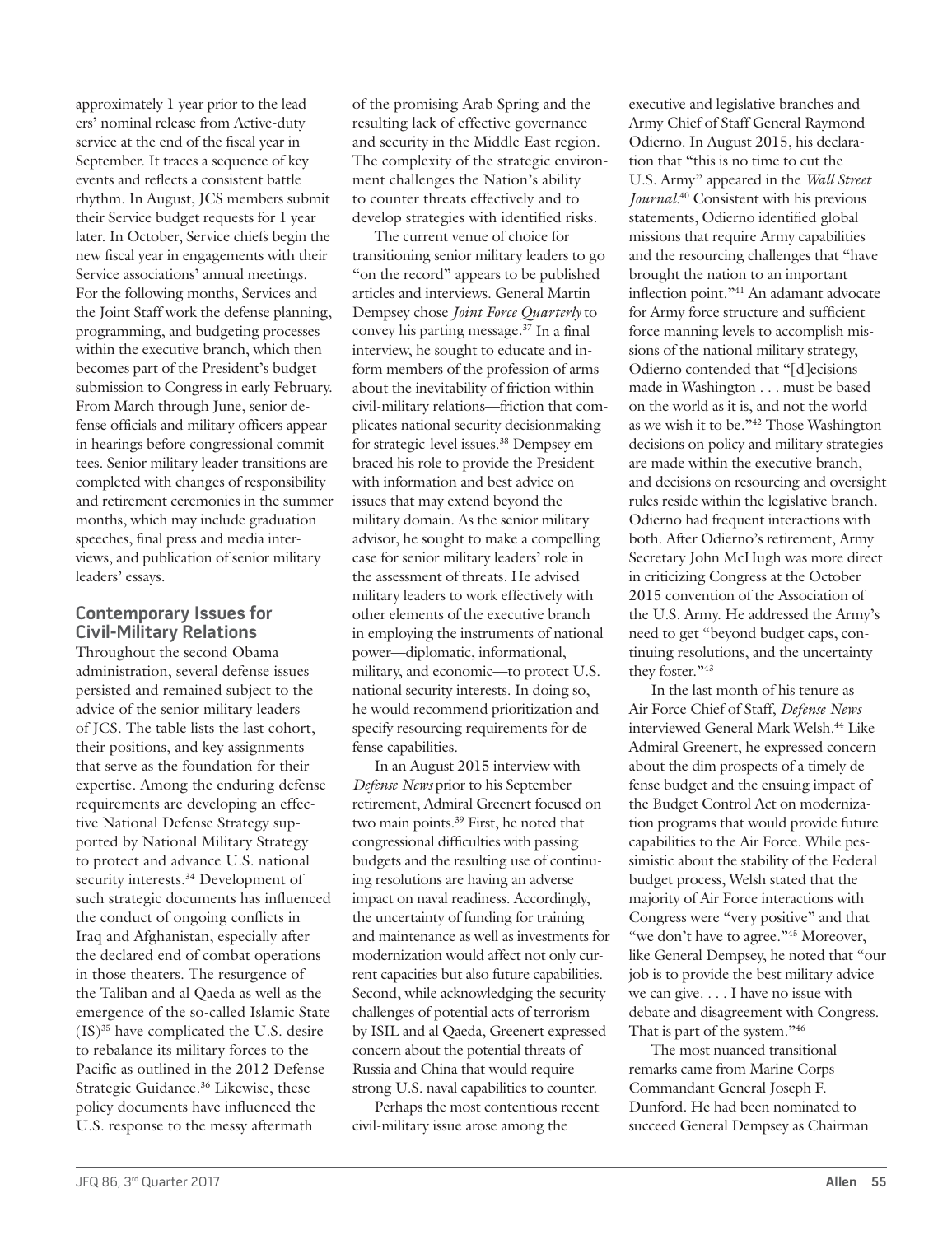approximately 1 year prior to the leaders' nominal release from Active-duty service at the end of the fiscal year in September. It traces a sequence of key events and reflects a consistent battle rhythm. In August, JCS members submit their Service budget requests for 1 year later. In October, Service chiefs begin the new fiscal year in engagements with their Service associations' annual meetings. For the following months, Services and the Joint Staff work the defense planning, programming, and budgeting processes within the executive branch, which then becomes part of the President's budget submission to Congress in early February. From March through June, senior defense officials and military officers appear in hearings before congressional committees. Senior military leader transitions are completed with changes of responsibility and retirement ceremonies in the summer months, which may include graduation speeches, final press and media interviews, and publication of senior military leaders' essays.

## Contemporary Issues for Civil-Military Relations

Throughout the second Obama administration, several defense issues persisted and remained subject to the advice of the senior military leaders of JCS. The table lists the last cohort, their positions, and key assignments that serve as the foundation for their expertise. Among the enduring defense requirements are developing an effective National Defense Strategy supported by National Military Strategy to protect and advance U.S. national security interests.[34] Development of such strategic documents has influenced the conduct of ongoing conflicts in Iraq and Afghanistan, especially after the declared end of combat operations in those theaters. The resurgence of the Taliban and al Qaeda as well as the emergence of the so-called Islamic State (IS)[35] have complicated the U.S. desire to rebalance its military forces to the Pacific as outlined in the 2012 Defense Strategic Guidance.[36] Likewise, these policy documents have influenced the U.S. response to the messy aftermath of the promising Arab Spring and the resulting lack of effective governance and security in the Middle East region. The complexity of the strategic environment challenges the Nation's ability to counter threats effectively and to develop strategies with identified risks.

The current venue of choice for transitioning senior military leaders to go "on the record" appears to be published articles and interviews. General Martin Dempsey chose *Joint Force Quarterly* to convey his parting message.[37] In a final interview, he sought to educate and inform members of the profession of arms about the inevitability of friction within civil-military relations—friction that complicates national security decisionmaking for strategic-level issues.[38] Dempsey embraced his role to provide the President with information and best advice on issues that may extend beyond the military domain. As the senior military advisor, he sought to make a compelling case for senior military leaders' role in the assessment of threats. He advised military leaders to work effectively with other elements of the executive branch in employing the instruments of national power—diplomatic, informational, military, and economic—to protect U.S. national security interests. In doing so, he would recommend prioritization and specify resourcing requirements for defense capabilities.

In an August 2015 interview with *Defense News* prior to his September retirement, Admiral Greenert focused on two main points.[39] First, he noted that congressional difficulties with passing budgets and the resulting use of continuing resolutions are having an adverse impact on naval readiness. Accordingly, the uncertainty of funding for training and maintenance as well as investments for modernization would affect not only current capacities but also future capabilities. Second, while acknowledging the security challenges of potential acts of terrorism by ISIL and al Qaeda, Greenert expressed concern about the potential threats of Russia and China that would require strong U.S. naval capabilities to counter.

Perhaps the most contentious recent civil-military issue arose among the executive and legislative branches and Army Chief of Staff General Raymond Odierno. In August 2015, his declaration that "this is no time to cut the U.S. Army" appeared in the *Wall Street Journal*.[40] Consistent with his previous statements, Odierno identified global missions that require Army capabilities and the resourcing challenges that "have brought the nation to an important inflection point."[41] An adamant advocate for Army force structure and sufficient force manning levels to accomplish missions of the national military strategy, Odierno contended that "[d]ecisions made in Washington . . . must be based on the world as it is, and not the world as we wish it to be."[42] Those Washington decisions on policy and military strategies are made within the executive branch, and decisions on resourcing and oversight rules reside within the legislative branch. Odierno had frequent interactions with both. After Odierno's retirement, Army Secretary John McHugh was more direct in criticizing Congress at the October 2015 convention of the Association of the U.S. Army. He addressed the Army's need to get "beyond budget caps, continuing resolutions, and the uncertainty they foster."[43]

In the last month of his tenure as Air Force Chief of Staff, *Defense News* interviewed General Mark Welsh.[44] Like Admiral Greenert, he expressed concern about the dim prospects of a timely defense budget and the ensuing impact of the Budget Control Act on modernization programs that would provide future capabilities to the Air Force. While pessimistic about the stability of the Federal budget process, Welsh stated that the majority of Air Force interactions with Congress were "very positive" and that "we don't have to agree."[45] Moreover, like General Dempsey, he noted that "our job is to provide the best military advice we can give. . . . I have no issue with debate and disagreement with Congress. That is part of the system."[46]

The most nuanced transitional remarks came from Marine Corps Commandant General Joseph F. Dunford. He had been nominated to succeed General Dempsey as Chairman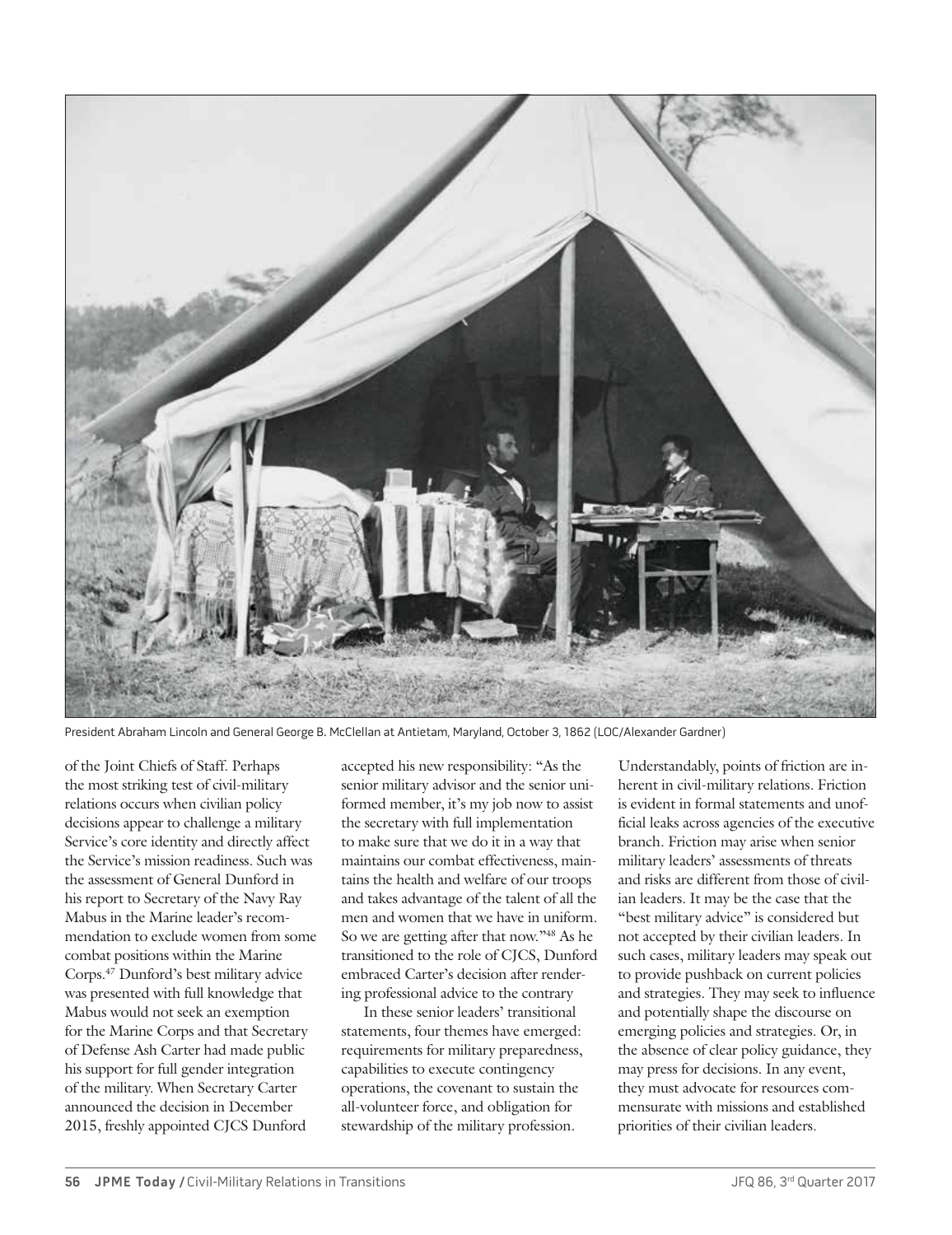President Abraham Lincoln and General George B. McClellan at Antietam, Maryland, October 3, 1862 (LOC/Alexander Gardner)

of the Joint Chiefs of Staff. Perhaps the most striking test of civil-military relations occurs when civilian policy decisions appear to challenge a military Service's core identity and directly affect the Service's mission readiness. Such was the assessment of General Dunford in his report to Secretary of the Navy Ray Mabus in the Marine leader's recommendation to exclude women from some combat positions within the Marine Corps.[47] Dunford's best military advice was presented with full knowledge that Mabus would not seek an exemption for the Marine Corps and that Secretary of Defense Ash Carter had made public his support for full gender integration of the military. When Secretary Carter announced the decision in December 2015, freshly appointed CJCS Dunford accepted his new responsibility: "As the senior military advisor and the senior uniformed member, it's my job now to assist the secretary with full implementation to make sure that we do it in a way that maintains our combat effectiveness, maintains the health and welfare of our troops and takes advantage of the talent of all the men and women that we have in uniform. So we are getting after that now."[48] As he transitioned to the role of CJCS, Dunford embraced Carter's decision after rendering professional advice to the contrary

In these senior leaders' transitional statements, four themes have emerged: requirements for military preparedness, capabilities to execute contingency operations, the covenant to sustain the all-volunteer force, and obligation for stewardship of the military profession.

Understandably, points of friction are inherent in civil-military relations. Friction is evident in formal statements and unofficial leaks across agencies of the executive branch. Friction may arise when senior military leaders' assessments of threats and risks are different from those of civilian leaders. It may be the case that the "best military advice" is considered but not accepted by their civilian leaders. In such cases, military leaders may speak out to provide pushback on current policies and strategies. They may seek to influence and potentially shape the discourse on emerging policies and strategies. Or, in the absence of clear policy guidance, they may press for decisions. In any event, they must advocate for resources commensurate with missions and established priorities of their civilian leaders.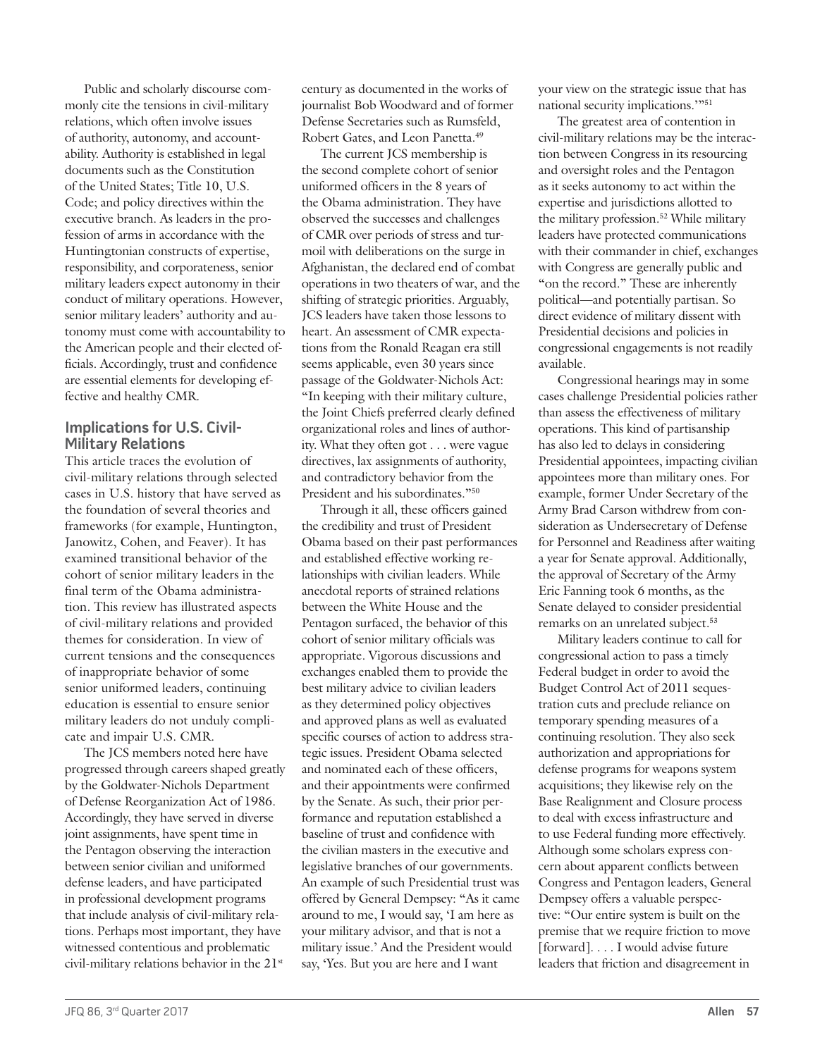Public and scholarly discourse commonly cite the tensions in civil-military relations, which often involve issues of authority, autonomy, and accountability. Authority is established in legal documents such as the Constitution of the United States; Title 10, U.S. Code; and policy directives within the executive branch. As leaders in the profession of arms in accordance with the Huntingtonian constructs of expertise, responsibility, and corporateness, senior military leaders expect autonomy in their conduct of military operations. However, senior military leaders' authority and autonomy must come with accountability to the American people and their elected officials. Accordingly, trust and confidence are essential elements for developing effective and healthy CMR.

## Implications for U.S. Civil-Military Relations

This article traces the evolution of civil-military relations through selected cases in U.S. history that have served as the foundation of several theories and frameworks (for example, Huntington, Janowitz, Cohen, and Feaver). It has examined transitional behavior of the cohort of senior military leaders in the final term of the Obama administration. This review has illustrated aspects of civil-military relations and provided themes for consideration. In view of current tensions and the consequences of inappropriate behavior of some senior uniformed leaders, continuing education is essential to ensure senior military leaders do not unduly complicate and impair U.S. CMR.

The JCS members noted here have progressed through careers shaped greatly by the Goldwater-Nichols Department of Defense Reorganization Act of 1986. Accordingly, they have served in diverse joint assignments, have spent time in the Pentagon observing the interaction between senior civilian and uniformed defense leaders, and have participated in professional development programs that include analysis of civil-military relations. Perhaps most important, they have witnessed contentious and problematic civil-military relations behavior in the 21st century as documented in the works of journalist Bob Woodward and of former Defense Secretaries such as Rumsfeld, Robert Gates, and Leon Panetta.[49]

The current JCS membership is the second complete cohort of senior uniformed officers in the 8 years of the Obama administration. They have observed the successes and challenges of CMR over periods of stress and turmoil with deliberations on the surge in Afghanistan, the declared end of combat operations in two theaters of war, and the shifting of strategic priorities. Arguably, JCS leaders have taken those lessons to heart. An assessment of CMR expectations from the Ronald Reagan era still seems applicable, even 30 years since passage of the Goldwater-Nichols Act: "In keeping with their military culture, the Joint Chiefs preferred clearly defined organizational roles and lines of authority. What they often got . . . were vague directives, lax assignments of authority, and contradictory behavior from the President and his subordinates."[50]

Through it all, these officers gained the credibility and trust of President Obama based on their past performances and established effective working relationships with civilian leaders. While anecdotal reports of strained relations between the White House and the Pentagon surfaced, the behavior of this cohort of senior military officials was appropriate. Vigorous discussions and exchanges enabled them to provide the best military advice to civilian leaders as they determined policy objectives and approved plans as well as evaluated specific courses of action to address strategic issues. President Obama selected and nominated each of these officers, and their appointments were confirmed by the Senate. As such, their prior performance and reputation established a baseline of trust and confidence with the civilian masters in the executive and legislative branches of our governments. An example of such Presidential trust was offered by General Dempsey: "As it came around to me, I would say, 'I am here as your military advisor, and that is not a military issue.' And the President would say, 'Yes. But you are here and I want your view on the strategic issue that has national security implications.'"[51]

The greatest area of contention in civil-military relations may be the interaction between Congress in its resourcing and oversight roles and the Pentagon as it seeks autonomy to act within the expertise and jurisdictions allotted to the military profession.[52] While military leaders have protected communications with their commander in chief, exchanges with Congress are generally public and "on the record." These are inherently political—and potentially partisan. So direct evidence of military dissent with Presidential decisions and policies in congressional engagements is not readily available.

Congressional hearings may in some cases challenge Presidential policies rather than assess the effectiveness of military operations. This kind of partisanship has also led to delays in considering Presidential appointees, impacting civilian appointees more than military ones. For example, former Under Secretary of the Army Brad Carson withdrew from consideration as Undersecretary of Defense for Personnel and Readiness after waiting a year for Senate approval. Additionally, the approval of Secretary of the Army Eric Fanning took 6 months, as the Senate delayed to consider presidential remarks on an unrelated subject.[53]

Military leaders continue to call for congressional action to pass a timely Federal budget in order to avoid the Budget Control Act of 2011 sequestration cuts and preclude reliance on temporary spending measures of a continuing resolution. They also seek authorization and appropriations for defense programs for weapons system acquisitions; they likewise rely on the Base Realignment and Closure process to deal with excess infrastructure and to use Federal funding more effectively. Although some scholars express concern about apparent conflicts between Congress and Pentagon leaders, General Dempsey offers a valuable perspective: "Our entire system is built on the premise that we require friction to move [forward]. . . . I would advise future leaders that friction and disagreement in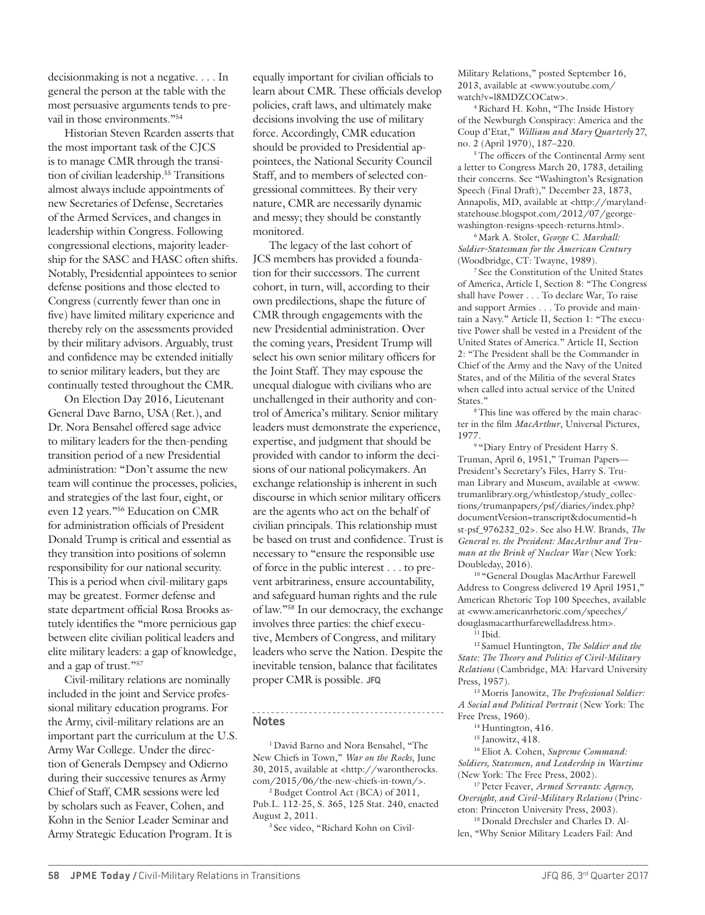decisionmaking is not a negative. . . . In general the person at the table with the most persuasive arguments tends to prevail in those environments."[54]

Historian Steven Rearden asserts that the most important task of the CJCS is to manage CMR through the transition of civilian leadership.[55] Transitions almost always include appointments of new Secretaries of Defense, Secretaries of the Armed Services, and changes in leadership within Congress. Following congressional elections, majority leadership for the SASC and HASC often shifts. Notably, Presidential appointees to senior defense positions and those elected to Congress (currently fewer than one in five) have limited military experience and thereby rely on the assessments provided by their military advisors. Arguably, trust and confidence may be extended initially to senior military leaders, but they are continually tested throughout the CMR.

On Election Day 2016, Lieutenant General Dave Barno, USA (Ret.), and Dr. Nora Bensahel offered sage advice to military leaders for the then-pending transition period of a new Presidential administration: "Don't assume the new team will continue the processes, policies, and strategies of the last four, eight, or even 12 years."[56] Education on CMR for administration officials of President Donald Trump is critical and essential as they transition into positions of solemn responsibility for our national security. This is a period when civil-military gaps may be greatest. Former defense and state department official Rosa Brooks astutely identifies the "more pernicious gap between elite civilian political leaders and elite military leaders: a gap of knowledge, and a gap of trust."[57]

Civil-military relations are nominally included in the joint and Service professional military education programs. For the Army, civil-military relations are an important part the curriculum at the U.S. Army War College. Under the direction of Generals Dempsey and Odierno during their successive tenures as Army Chief of Staff, CMR sessions were led by scholars such as Feaver, Cohen, and Kohn in the Senior Leader Seminar and Army Strategic Education Program. It is equally important for civilian officials to learn about CMR. These officials develop policies, craft laws, and ultimately make decisions involving the use of military force. Accordingly, CMR education should be provided to Presidential appointees, the National Security Council Staff, and to members of selected congressional committees. By their very nature, CMR are necessarily dynamic and messy; they should be constantly monitored.

The legacy of the last cohort of JCS members has provided a foundation for their successors. The current cohort, in turn, will, according to their own predilections, shape the future of CMR through engagements with the new Presidential administration. Over the coming years, President Trump will select his own senior military officers for the Joint Staff. They may espouse the unequal dialogue with civilians who are unchallenged in their authority and control of America's military. Senior military leaders must demonstrate the experience, expertise, and judgment that should be provided with candor to inform the decisions of our national policymakers. An exchange relationship is inherent in such discourse in which senior military officers are the agents who act on the behalf of civilian principals. This relationship must be based on trust and confidence. Trust is necessary to "ensure the responsible use of force in the public interest . . . to prevent arbitrariness, ensure accountability, and safeguard human rights and the rule of law."[58] In our democracy, the exchange involves three parties: the chief executive, Members of Congress, and military leaders who serve the Nation. Despite the inevitable tension, balance that facilitates proper CMR is possible. **JFQ**

## Notes

[1] David Barno and Nora Bensahel, "The New Chiefs in Town," *War on the Rocks*, June 30, 2015, available at <http://warontherocks.com/2015/06/the-new-chiefs-in-town/>.

[2] Budget Control Act (BCA) of 2011, Pub.L. 112-25, S. 365, 125 Stat. 240, enacted August 2, 2011.

[3] See video, "Richard Kohn on Civil-Military Relations," posted September 16, 2013, available at <www.youtube.com/watch?v=l8MDZCOCatw>.

[4] Richard H. Kohn, "The Inside History of the Newburgh Conspiracy: America and the Coup d'Etat," *William and Mary Quarterly* 27, no. 2 (April 1970), 187–220.

[5] The officers of the Continental Army sent a letter to Congress March 20, 1783, detailing their concerns. See "Washington's Resignation Speech (Final Draft)," December 23, 1873, Annapolis, MD, available at <http://marylandstatehouse.blogspot.com/2012/07/george-washington-resigns-speech-returns.html>.

[6] Mark A. Stoler, *George C. Marshall: Soldier-Statesman for the American Century* (Woodbridge, CT: Twayne, 1989).

[7] See the Constitution of the United States of America, Article I, Section 8: "The Congress shall have Power . . . To declare War, To raise and support Armies . . . To provide and maintain a Navy." Article II, Section 1: "The executive Power shall be vested in a President of the United States of America." Article II, Section 2: "The President shall be the Commander in Chief of the Army and the Navy of the United States, and of the Militia of the several States when called into actual service of the United States."

[8] This line was offered by the main character in the film *MacArthur*, Universal Pictures, 1977.

[9] "Diary Entry of President Harry S. Truman, April 6, 1951," Truman Papers—President's Secretary's Files, Harry S. Truman Library and Museum, available at <www.trumanlibrary.org/whistlestop/study_collections/trumanpapers/psf/diaries/index.php?documentVersion=transcript&documentid=hst-psf_976232_02>. See also H.W. Brands, *The General vs. the President: MacArthur and Truman at the Brink of Nuclear War* (New York: Doubleday, 2016).

[10] "General Douglas MacArthur Farewell Address to Congress delivered 19 April 1951," American Rhetoric Top 100 Speeches, available at <www.americanrhetoric.com/speeches/douglasmacarthurfarewelladdress.htm>.

[11] Ibid.

[12] Samuel Huntington, *The Soldier and the State: The Theory and Politics of Civil-Military Relations* (Cambridge, MA: Harvard University Press, 1957).

[13] Morris Janowitz, *The Professional Soldier: A Social and Political Portrait* (New York: The Free Press, 1960).

[14] Huntington, 416.

[15] Janowitz, 418.

[16] Eliot A. Cohen, *Supreme Command: Soldiers, Statesmen, and Leadership in Wartime* (New York: The Free Press, 2002).

[17] Peter Feaver, *Armed Servants: Agency, Oversight, and Civil-Military Relations* (Princeton: Princeton University Press, 2003).

[18] Donald Drechsler and Charles D. Allen, "Why Senior Military Leaders Fail: And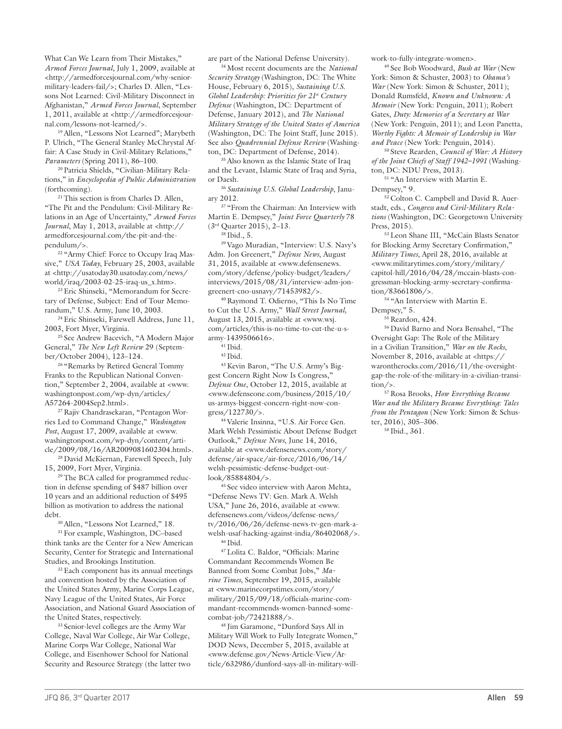What Can We Learn from Their Mistakes," *Armed Forces Journal*, July 1, 2009, available at <http://armedforcesjournal.com/why-senior-military-leaders-fail/>; Charles D. Allen, "Lessons Not Learned: Civil-Military Disconnect in Afghanistan," *Armed Forces Journal*, September 1, 2011, available at <http://armedforcesjournal.com/lessons-not-learned/>.

[19] Allen, "Lessons Not Learned"; Marybeth P. Ulrich, "The General Stanley McChrystal Affair: A Case Study in Civil-Military Relations," *Parameters* (Spring 2011), 86–100.

[20] Patricia Shields, "Civilian-Military Relations," in *Encyclopedia of Public Administration* (forthcoming).

[21] This section is from Charles D. Allen, "The Pit and the Pendulum: Civil-Military Relations in an Age of Uncertainty," *Armed Forces Journal*, May 1, 2013, available at <http://armedforcesjournal.com/the-pit-and-the-pendulum/>.

[22] "Army Chief: Force to Occupy Iraq Massive," *USA Today*, February 25, 2003, available at <http://usatoday30.usatoday.com/news/world/iraq/2003-02-25-iraq-us_x.htm>.

[23] Eric Shinseki, "Memorandum for Secretary of Defense, Subject: End of Tour Memorandum," U.S. Army, June 10, 2003.

[24] Eric Shinseki, Farewell Address, June 11, 2003, Fort Myer, Virginia.

[25] See Andrew Bacevich, "A Modern Major General," *The New Left Review* 29 (September/October 2004), 123–124.

[26] "Remarks by Retired General Tommy Franks to the Republican National Convention," September 2, 2004, available at <www.washingtonpost.com/wp-dyn/articles/A57264-2004Sep2.html>.

[27] Rajiv Chandrasekaran, "Pentagon Worries Led to Command Change," *Washington Post*, August 17, 2009, available at <www.washingtonpost.com/wp-dyn/content/article/2009/08/16/AR2009081602304.html>.

[28] David McKiernan, Farewell Speech, July 15, 2009, Fort Myer, Virginia.

[29] The BCA called for programmed reduction in defense spending of $487 billion over 10 years and an additional reduction of $495 billion as motivation to address the national debt.

[30] Allen, "Lessons Not Learned," 18.

[31] For example, Washington, DC–based think tanks are the Center for a New American Security, Center for Strategic and International Studies, and Brookings Institution.

[32] Each component has its annual meetings and convention hosted by the Association of the United States Army, Marine Corps League, Navy League of the United States, Air Force Association, and National Guard Association of the United States, respectively.

[33] Senior-level colleges are the Army War College, Naval War College, Air War College, Marine Corps War College, National War College, and Eisenhower School for National Security and Resource Strategy (the latter two are part of the National Defense University).

[34] Most recent documents are the *National Security Strategy* (Washington, DC: The White House, February 6, 2015), *Sustaining U.S. Global Leadership: Priorities for 21st Century Defense* (Washington, DC: Department of Defense, January 2012), and *The National Military Strategy of the United States of America* (Washington, DC: The Joint Staff, June 2015). See also *Quadrennial Defense Review* (Washington, DC: Department of Defense, 2014).

[35] Also known as the Islamic State of Iraq and the Levant, Islamic State of Iraq and Syria, or Daesh.

[36] *Sustaining U.S. Global Leadership*, January 2012.

[37] "From the Chairman: An Interview with Martin E. Dempsey," *Joint Force Quarterly* 78 (3rd Quarter 2015), 2–13.

[38] Ibid., 5.

[39] Vago Muradian, "Interview: U.S. Navy's Adm. Jon Greenert," *Defense News*, August 31, 2015, available at <www.defensenews.com/story/defense/policy-budget/leaders/interviews/2015/08/31/interview-adm-jon-greenert-cno-usnavy/71453982/>.

[40] Raymond T. Odierno, "This Is No Time to Cut the U.S. Army," *Wall Street Journal,* August 13, 2015, available at <www.wsj.com/articles/this-is-no-time-to-cut-the-u-s-army-1439506616>.

[41] Ibid.

[42] Ibid.

[43] Kevin Baron, "The U.S. Army's Biggest Concern Right Now Is Congress," *Defense One*, October 12, 2015, available at <www.defenseone.com/business/2015/10/us-armys-biggest-concern-right-now-congress/122730/>.

[44] Valerie Insinna, "U.S. Air Force Gen. Mark Welsh Pessimistic About Defense Budget Outlook," *Defense News*, June 14, 2016, available at <www.defensenews.com/story/defense/air-space/air-force/2016/06/14/welsh-pessimistic-defense-budget-outlook/85884804/>.

[45] See video interview with Aaron Mehta, "Defense News TV: Gen. Mark A. Welsh USA," June 26, 2016, available at <www.defensenews.com/videos/defense-news/tv/2016/06/26/defense-news-tv-gen-mark-a-welsh-usaf-hacking-against-india/86402068/>.

[46] Ibid.

[47] Lolita C. Baldor, "Officials: Marine Commandant Recommends Women Be Banned from Some Combat Jobs," *Marine Times*, September 19, 2015, available at <www.marinecorpstimes.com/story/military/2015/09/18/officials-marine-commandant-recommends-women-banned-some-combat-job/72421888/>.

[48] Jim Garamone, "Dunford Says All in Military Will Work to Fully Integrate Women," DOD News, December 5, 2015, available at <www.defense.gov/News-Article-View/Article/632986/dunford-says-all-in-military-will-work-to-fully-integrate-women>.

[49] See Bob Woodward, *Bush at War* (New York: Simon & Schuster, 2003) to *Obama's War* (New York: Simon & Schuster, 2011); Donald Rumsfeld, *Known and Unknown: A Memoir* (New York: Penguin, 2011); Robert Gates, *Duty: Memories of a Secretary at War* (New York: Penguin, 2011); and Leon Panetta, *Worthy Fights: A Memoir of Leadership in War and Peace* (New York: Penguin, 2014).

[50] Steve Rearden, *Council of War: A History of the Joint Chiefs of Staff 1942–1991* (Washington, DC: NDU Press, 2013).

[51] "An Interview with Martin E. Dempsey," 9.

[52] Colton C. Campbell and David R. Auerstadt, eds., *Congress and Civil-Military Relations* (Washington, DC: Georgetown University Press, 2015).

[53] Leon Shane III, "McCain Blasts Senator for Blocking Army Secretary Confirmation," *Military Times*, April 28, 2016, available at <www.militarytimes.com/story/military/capitol-hill/2016/04/28/mccain-blasts-congressman-blocking-army-secretary-confirmation/83661806/>.

[54] "An Interview with Martin E. Dempsey," 5.

[55] Reardon, 424.

[56] David Barno and Nora Bensahel, "The Oversight Gap: The Role of the Military in a Civilian Transition," *War on the Rocks*, November 8, 2016, available at <https://warontherocks.com/2016/11/the-oversight-gap-the-role-of-the-military-in-a-civilian-transition/>.

[57] Rosa Brooks, *How Everything Became War and the Military Became Everything: Tales from the Pentagon* (New York: Simon & Schuster, 2016), 305–306.

[58] Ibid., 361.